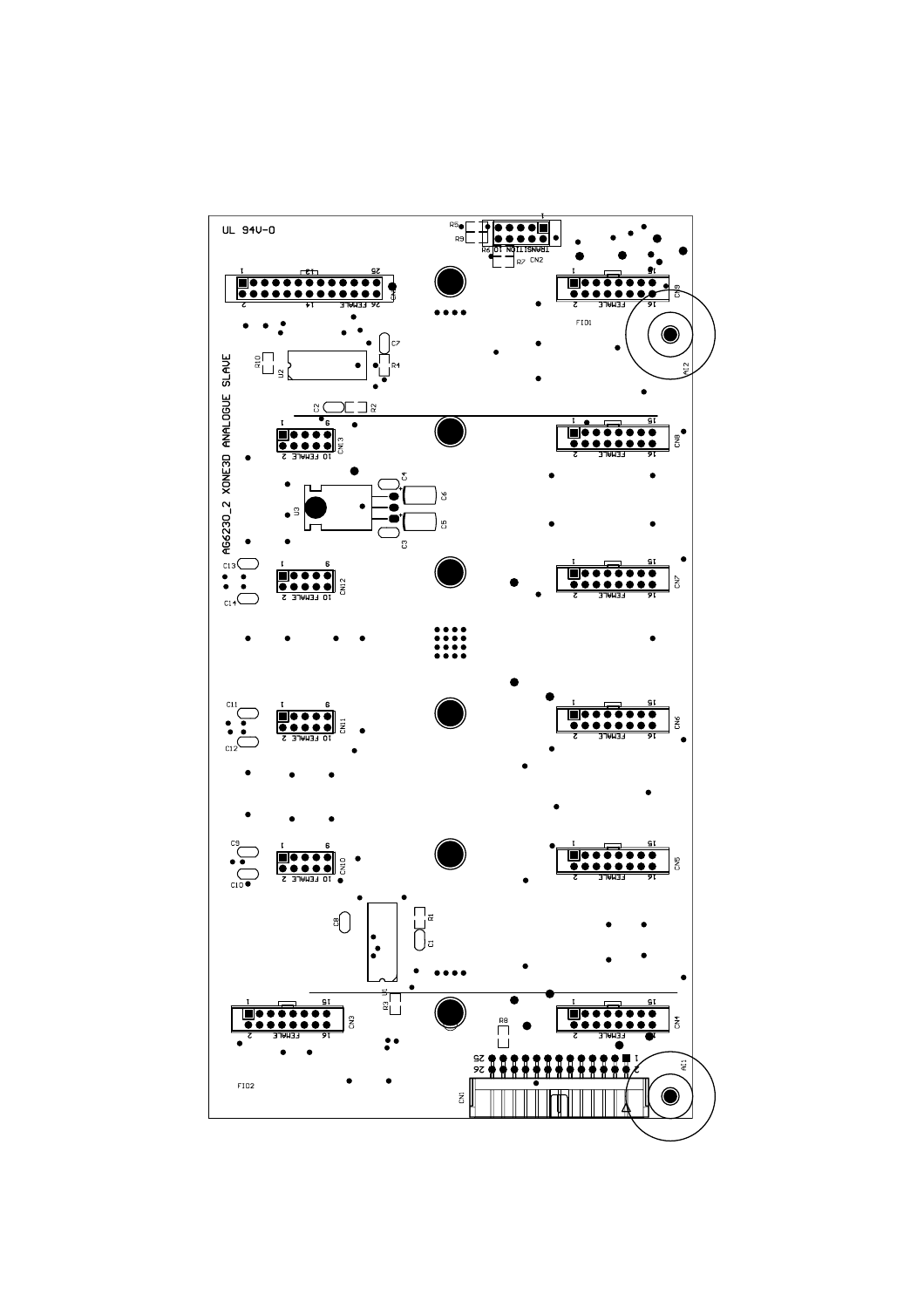UL 94V-0

AG6230_2 XONE3D ANALOGUE SLAVE

R5 R9 R6 TRANSITION IO CN2 R7

CN9 FEMALE FID1 AT2

R10 U2 C7 R4

C2 R2

CN13 FEMALE CN8 FEMALE

U3 C4 C6 C5 C3

C13 C14 CN12 FEMALE CN7 FEMALE

C11 C12 CN11 FEMALE CN6 FEMALE

C9 C10 CN10 FEMALE CN5 FEMALE

C8 R1 C1 U1 R3

CN3 FEMALE CN4 FEMALE R8

FID2 CN1 AT1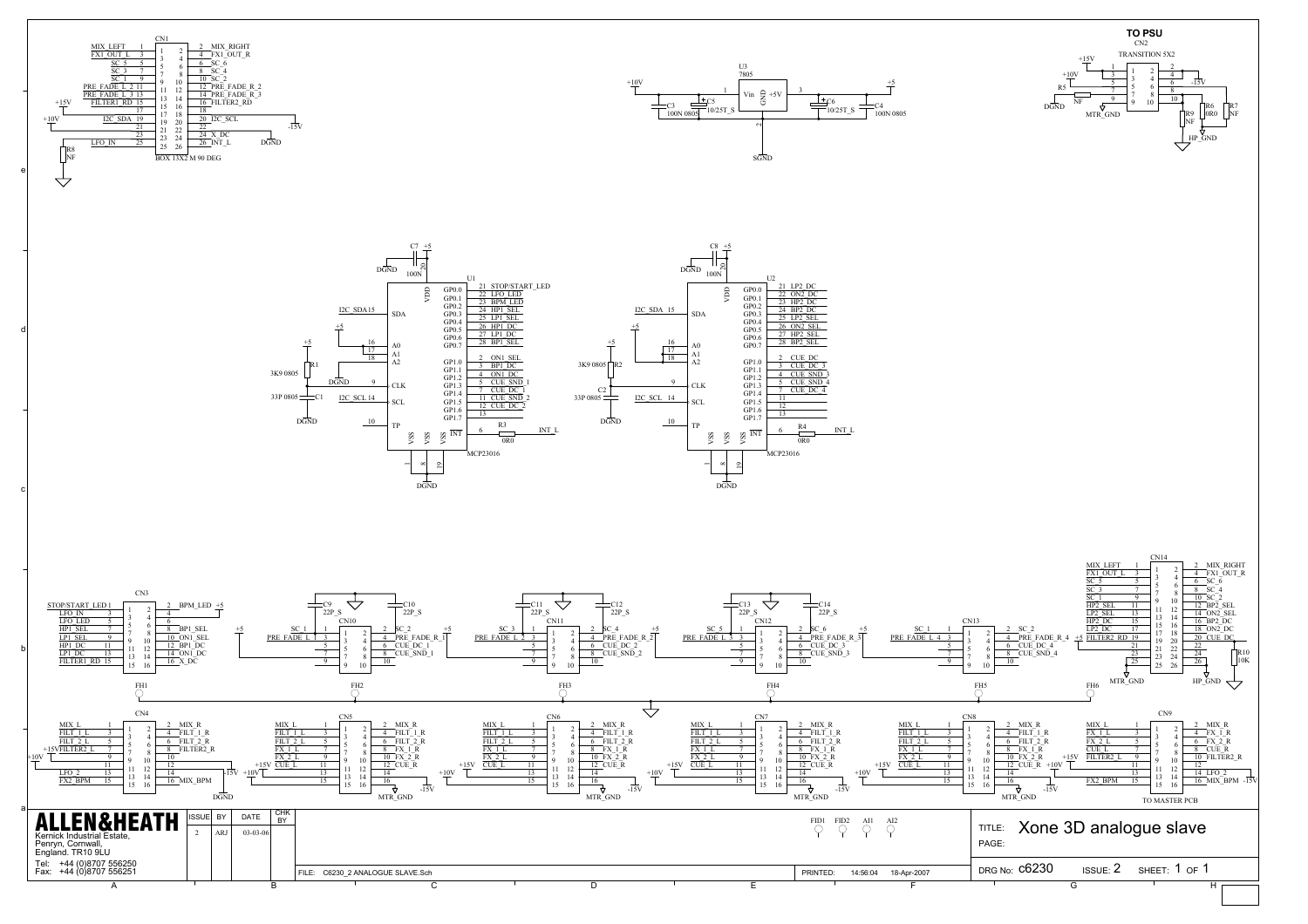TO PSU

CN2 TRANSITION 5X2

U3 7805

U1 MCP23016

U2 MCP23016

CN1 BOX 13X2 M 90 DEG

CN14

CN9 TO MASTER PCB

**ALLEN&HEATH**

Kernick Industrial Estate,
Penryn, Cornwall,
England. TR10 9LU

Tel: +44 (0)8707 556250
Fax: +44 (0)8707 556251

| ISSUE | BY | DATE | CHK BY |
|---|---|---|---|
| 2 | ARJ | 03-03-06 | |

FILE: C6230_2 ANALOGUE SLAVE.Sch

PRINTED: 14:56:04 18-Apr-2007

TITLE: Xone 3D analogue slave

PAGE:

DRG No: C6230 ISSUE: 2 SHEET: 1 OF 1